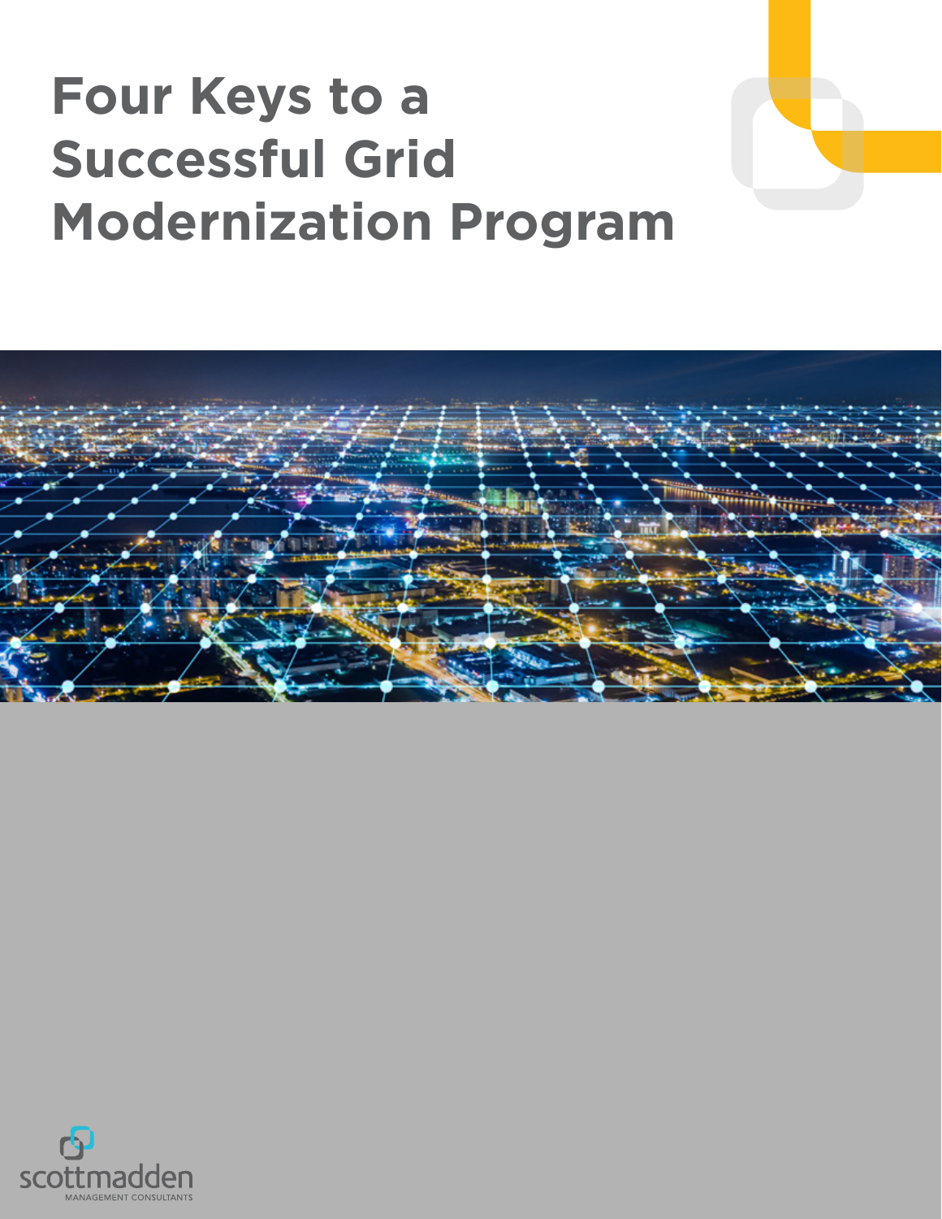# Four Keys to a Successful Grid Modernization Program

scottmadden
MANAGEMENT CONSULTANTS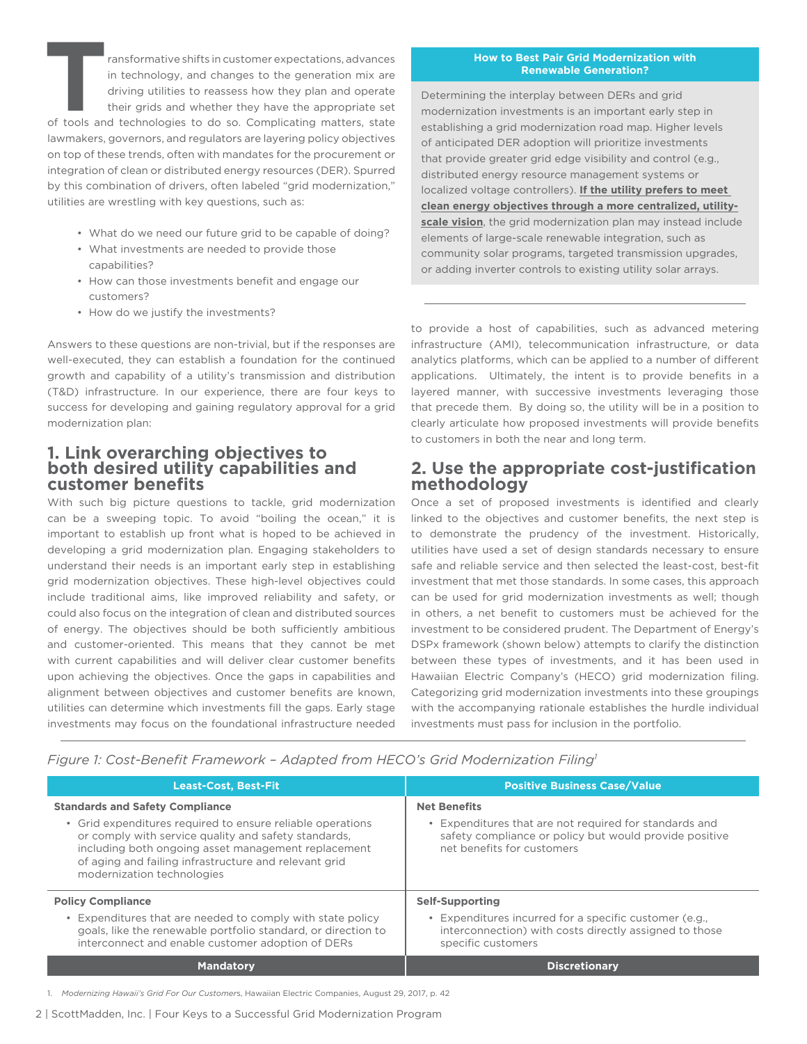Transformative shifts in customer expectations, advances in technology, and changes to the generation mix are driving utilities to reassess how they plan and operate their grids and whether they have the appropriate set of tools and technologies to do so. Complicating matters, state lawmakers, governors, and regulators are layering policy objectives on top of these trends, often with mandates for the procurement or integration of clean or distributed energy resources (DER). Spurred by this combination of drivers, often labeled "grid modernization," utilities are wrestling with key questions, such as:

- What do we need our future grid to be capable of doing?
- What investments are needed to provide those capabilities?
- How can those investments benefit and engage our customers?
- How do we justify the investments?

Answers to these questions are non-trivial, but if the responses are well-executed, they can establish a foundation for the continued growth and capability of a utility's transmission and distribution (T&D) infrastructure. In our experience, there are four keys to success for developing and gaining regulatory approval for a grid modernization plan:

## 1. Link overarching objectives to both desired utility capabilities and customer benefits

With such big picture questions to tackle, grid modernization can be a sweeping topic. To avoid "boiling the ocean," it is important to establish up front what is hoped to be achieved in developing a grid modernization plan. Engaging stakeholders to understand their needs is an important early step in establishing grid modernization objectives. These high-level objectives could include traditional aims, like improved reliability and safety, or could also focus on the integration of clean and distributed sources of energy. The objectives should be both sufficiently ambitious and customer-oriented. This means that they cannot be met with current capabilities and will deliver clear customer benefits upon achieving the objectives. Once the gaps in capabilities and alignment between objectives and customer benefits are known, utilities can determine which investments fill the gaps. Early stage investments may focus on the foundational infrastructure needed to provide a host of capabilities, such as advanced metering infrastructure (AMI), telecommunication infrastructure, or data analytics platforms, which can be applied to a number of different applications. Ultimately, the intent is to provide benefits in a layered manner, with successive investments leveraging those that precede them. By doing so, the utility will be in a position to clearly articulate how proposed investments will provide benefits to customers in both the near and long term.

**How to Best Pair Grid Modernization with Renewable Generation?**

Determining the interplay between DERs and grid modernization investments is an important early step in establishing a grid modernization road map. Higher levels of anticipated DER adoption will prioritize investments that provide greater grid edge visibility and control (e.g., distributed energy resource management systems or localized voltage controllers). **If the utility prefers to meet clean energy objectives through a more centralized, utility-scale vision**, the grid modernization plan may instead include elements of large-scale renewable integration, such as community solar programs, targeted transmission upgrades, or adding inverter controls to existing utility solar arrays.

## 2. Use the appropriate cost-justification methodology

Once a set of proposed investments is identified and clearly linked to the objectives and customer benefits, the next step is to demonstrate the prudency of the investment. Historically, utilities have used a set of design standards necessary to ensure safe and reliable service and then selected the least-cost, best-fit investment that met those standards. In some cases, this approach can be used for grid modernization investments as well; though in others, a net benefit to customers must be achieved for the investment to be considered prudent. The Department of Energy's DSPx framework (shown below) attempts to clarify the distinction between these types of investments, and it has been used in Hawaiian Electric Company's (HECO) grid modernization filing. Categorizing grid modernization investments into these groupings with the accompanying rationale establishes the hurdle individual investments must pass for inclusion in the portfolio.

*Figure 1: Cost-Benefit Framework – Adapted from HECO's Grid Modernization Filing*[1]

| Least-Cost, Best-Fit | Positive Business Case/Value |
|---|---|
| **Standards and Safety Compliance**<br>• Grid expenditures required to ensure reliable operations or comply with service quality and safety standards, including both ongoing asset management replacement of aging and failing infrastructure and relevant grid modernization technologies | **Net Benefits**<br>• Expenditures that are not required for standards and safety compliance or policy but would provide positive net benefits for customers |
| **Policy Compliance**<br>• Expenditures that are needed to comply with state policy goals, like the renewable portfolio standard, or direction to interconnect and enable customer adoption of DERs | **Self-Supporting**<br>• Expenditures incurred for a specific customer (e.g., interconnection) with costs directly assigned to those specific customers |
| **Mandatory** | **Discretionary** |

1. *Modernizing Hawaii's Grid For Our Customers*, Hawaiian Electric Companies, August 29, 2017, p. 42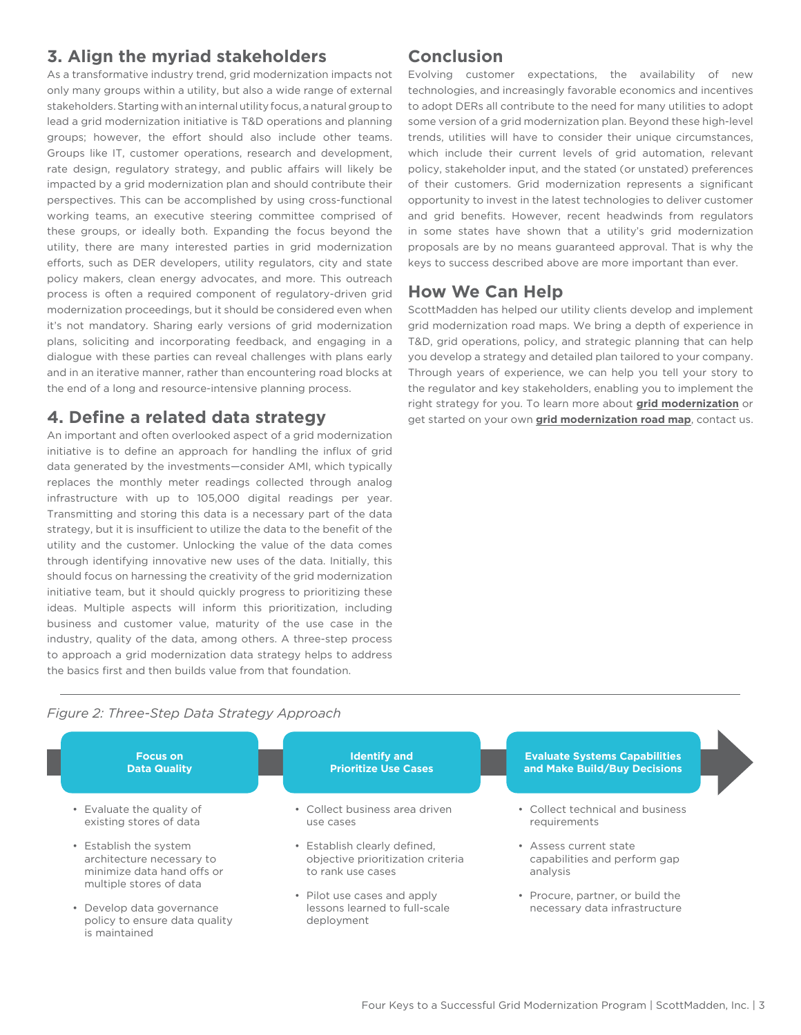## 3. Align the myriad stakeholders

As a transformative industry trend, grid modernization impacts not only many groups within a utility, but also a wide range of external stakeholders. Starting with an internal utility focus, a natural group to lead a grid modernization initiative is T&D operations and planning groups; however, the effort should also include other teams. Groups like IT, customer operations, research and development, rate design, regulatory strategy, and public affairs will likely be impacted by a grid modernization plan and should contribute their perspectives. This can be accomplished by using cross-functional working teams, an executive steering committee comprised of these groups, or ideally both. Expanding the focus beyond the utility, there are many interested parties in grid modernization efforts, such as DER developers, utility regulators, city and state policy makers, clean energy advocates, and more. This outreach process is often a required component of regulatory-driven grid modernization proceedings, but it should be considered even when it's not mandatory. Sharing early versions of grid modernization plans, soliciting and incorporating feedback, and engaging in a dialogue with these parties can reveal challenges with plans early and in an iterative manner, rather than encountering road blocks at the end of a long and resource-intensive planning process.

## 4. Define a related data strategy

An important and often overlooked aspect of a grid modernization initiative is to define an approach for handling the influx of grid data generated by the investments—consider AMI, which typically replaces the monthly meter readings collected through analog infrastructure with up to 105,000 digital readings per year. Transmitting and storing this data is a necessary part of the data strategy, but it is insufficient to utilize the data to the benefit of the utility and the customer. Unlocking the value of the data comes through identifying innovative new uses of the data. Initially, this should focus on harnessing the creativity of the grid modernization initiative team, but it should quickly progress to prioritizing these ideas. Multiple aspects will inform this prioritization, including business and customer value, maturity of the use case in the industry, quality of the data, among others. A three-step process to approach a grid modernization data strategy helps to address the basics first and then builds value from that foundation.

## Conclusion

Evolving customer expectations, the availability of new technologies, and increasingly favorable economics and incentives to adopt DERs all contribute to the need for many utilities to adopt some version of a grid modernization plan. Beyond these high-level trends, utilities will have to consider their unique circumstances, which include their current levels of grid automation, relevant policy, stakeholder input, and the stated (or unstated) preferences of their customers. Grid modernization represents a significant opportunity to invest in the latest technologies to deliver customer and grid benefits. However, recent headwinds from regulators in some states have shown that a utility's grid modernization proposals are by no means guaranteed approval. That is why the keys to success described above are more important than ever.

## How We Can Help

ScottMadden has helped our utility clients develop and implement grid modernization road maps. We bring a depth of experience in T&D, grid operations, policy, and strategic planning that can help you develop a strategy and detailed plan tailored to your company. Through years of experience, we can help you tell your story to the regulator and key stakeholders, enabling you to implement the right strategy for you. To learn more about **grid modernization** or get started on your own **grid modernization road map**, contact us.

*Figure 2: Three-Step Data Strategy Approach*

**Focus on Data Quality**

- Evaluate the quality of existing stores of data
- Establish the system architecture necessary to minimize data hand offs or multiple stores of data
- Develop data governance policy to ensure data quality is maintained

**Identify and Prioritize Use Cases**

- Collect business area driven use cases
- Establish clearly defined, objective prioritization criteria to rank use cases
- Pilot use cases and apply lessons learned to full-scale deployment

**Evaluate Systems Capabilities and Make Build/Buy Decisions**

- Collect technical and business requirements
- Assess current state capabilities and perform gap analysis
- Procure, partner, or build the necessary data infrastructure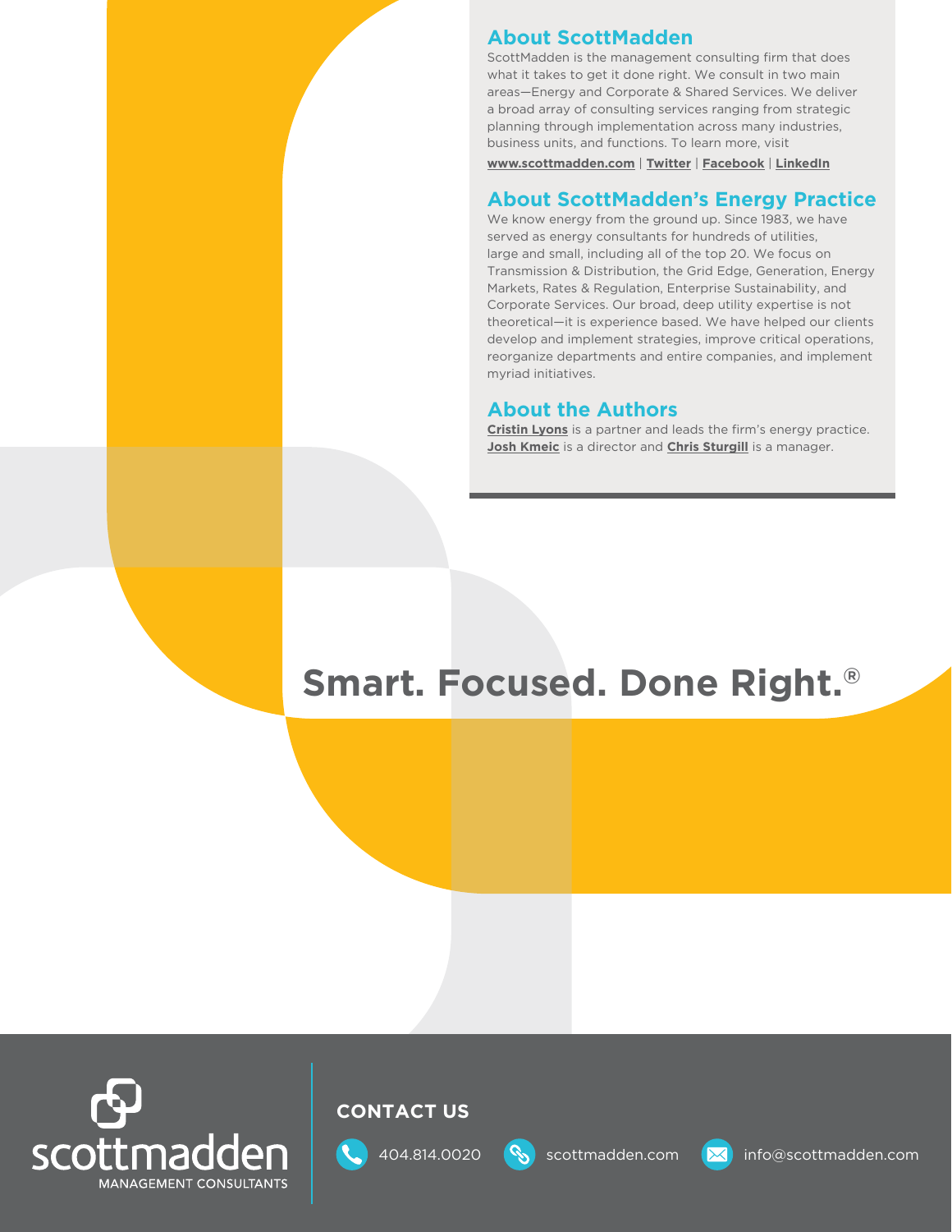## About ScottMadden

ScottMadden is the management consulting firm that does what it takes to get it done right. We consult in two main areas—Energy and Corporate & Shared Services. We deliver a broad array of consulting services ranging from strategic planning through implementation across many industries, business units, and functions. To learn more, visit

**www.scottmadden.com** | **Twitter** | **Facebook** | **LinkedIn**

## About ScottMadden's Energy Practice

We know energy from the ground up. Since 1983, we have served as energy consultants for hundreds of utilities, large and small, including all of the top 20. We focus on Transmission & Distribution, the Grid Edge, Generation, Energy Markets, Rates & Regulation, Enterprise Sustainability, and Corporate Services. Our broad, deep utility expertise is not theoretical—it is experience based. We have helped our clients develop and implement strategies, improve critical operations, reorganize departments and entire companies, and implement myriad initiatives.

## About the Authors

**Cristin Lyons** is a partner and leads the firm's energy practice. **Josh Kmeic** is a director and **Chris Sturgill** is a manager.

# Smart. Focused. Done Right.®

scottmadden
MANAGEMENT CONSULTANTS

**CONTACT US**

404.814.0020 scottmadden.com info@scottmadden.com